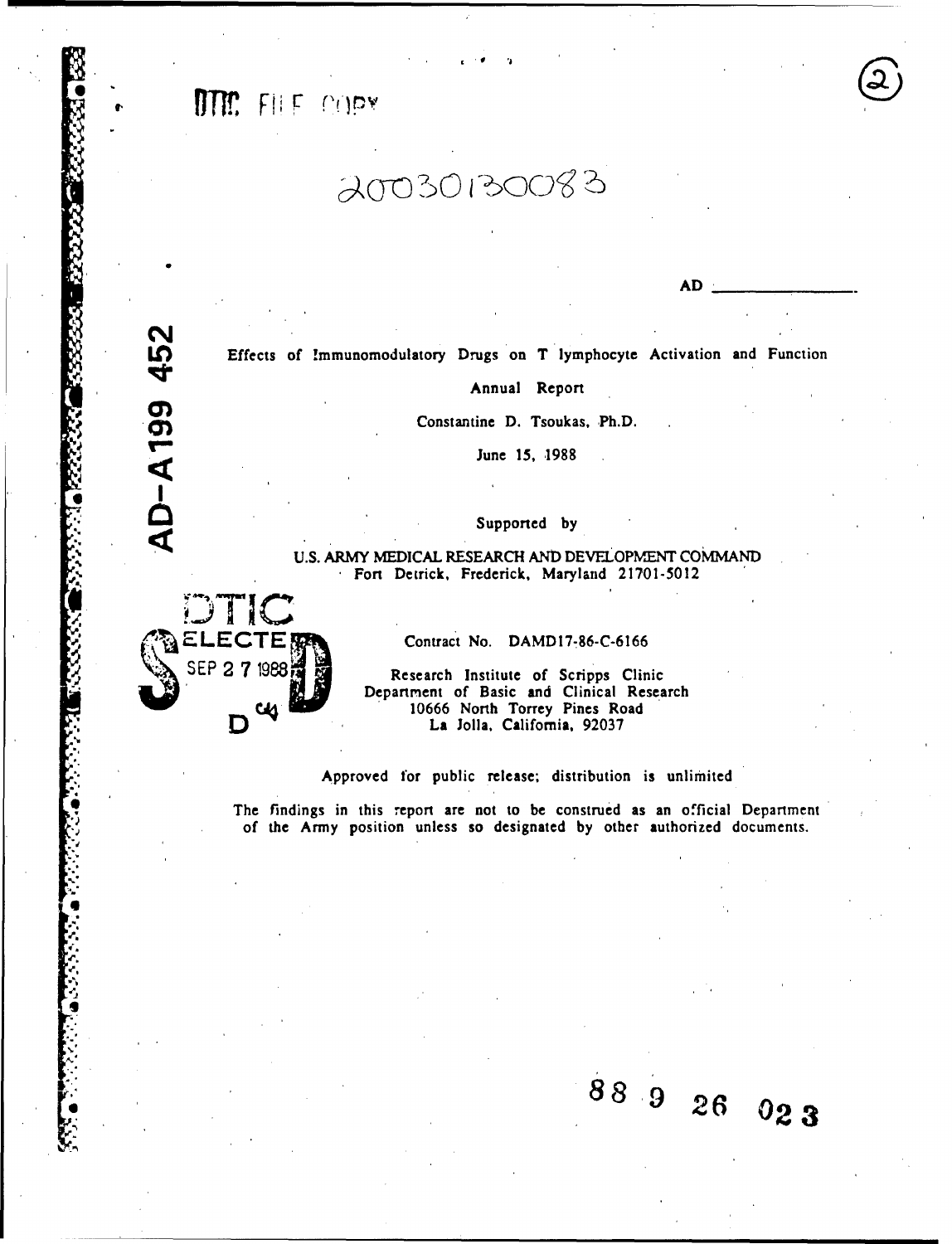DTIC FILE COPY

20030130083

AD-A199 452

AD \_\_\_\_\_\_\_\_\_\_\_\_\_\_\_

Effects of Immunomodulatory Drugs on T lymphocyte Activation and Function

Annual Report

Constantine D. Tsoukas, Ph.D.

June 15, 1988

Supported by

U.S. ARMY MEDICAL RESEARCH AND DEVELOPMENT COMMAND
Fort Detrick, Frederick, Maryland 21701-5012

DTIC ELECTE SEP 27 1988 D

Contract No. DAMD17-86-C-6166

Research Institute of Scripps Clinic
Department of Basic and Clinical Research
10666 North Torrey Pines Road
La Jolla, California, 92037

Approved for public release; distribution is unlimited

The findings in this report are not to be construed as an official Department of the Army position unless so designated by other authorized documents.

88 9 26 023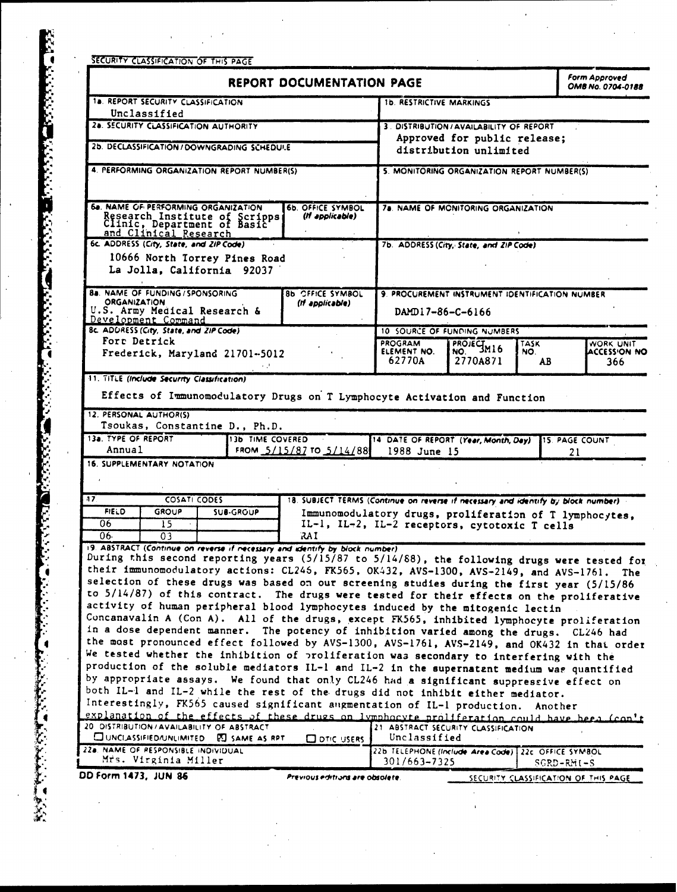SECURITY CLASSIFICATION OF THIS PAGE

# REPORT DOCUMENTATION PAGE

Form Approved OMB No. 0704-0188

| | | | |
|---|---|---|---|
| 1a. REPORT SECURITY CLASSIFICATION<br>Unclassified | | 1b. RESTRICTIVE MARKINGS | |
| 2a. SECURITY CLASSIFICATION AUTHORITY | | 3. DISTRIBUTION/AVAILABILITY OF REPORT<br>Approved for public release; distribution unlimited | |
| 2b. DECLASSIFICATION/DOWNGRADING SCHEDULE | | | |
| 4. PERFORMING ORGANIZATION REPORT NUMBER(S) | | 5. MONITORING ORGANIZATION REPORT NUMBER(S) | |
| 6a. NAME OF PERFORMING ORGANIZATION<br>Research Institute of Scripps Clinic, Department of Basic and Clinical Research | 6b. OFFICE SYMBOL (If applicable) | 7a. NAME OF MONITORING ORGANIZATION | |
| 6c. ADDRESS (City, State, and ZIP Code)<br>10666 North Torrey Pines Road<br>La Jolla, California 92037 | | 7b. ADDRESS (City, State, and ZIP Code) | |
| 8a. NAME OF FUNDING/SPONSORING ORGANIZATION<br>U.S. Army Medical Research & Development Command | 8b. OFFICE SYMBOL (If applicable) | 9. PROCUREMENT INSTRUMENT IDENTIFICATION NUMBER<br>DAMD17-86-C-6166 | |
| 8c. ADDRESS (City, State, and ZIP Code)<br>Fort Detrick<br>Frederick, Maryland 21701-5012 | | 10. SOURCE OF FUNDING NUMBERS | |

| PROGRAM ELEMENT NO. | PROJECT NO. | TASK NO. | WORK UNIT ACCESSION NO. |
|---|---|---|---|
| 62770A | 3M16 2770A871 | AB | 366 |

11. TITLE (Include Security Classification)

Effects of Immunomodulatory Drugs on T Lymphocyte Activation and Function

12. PERSONAL AUTHOR(S)
Tsoukas, Constantine D., Ph.D.

| 13a. TYPE OF REPORT | 13b. TIME COVERED | 14. DATE OF REPORT (Year, Month, Day) | 15. PAGE COUNT |
|---|---|---|---|
| Annual | FROM 5/15/87 TO 5/14/88 | 1988 June 15 | 21 |

16. SUPPLEMENTARY NOTATION

| 17. COSATI CODES | | | 18. SUBJECT TERMS (Continue on reverse if necessary and identify by block number) |
|---|---|---|---|
| FIELD | GROUP | SUB-GROUP | Immunomodulatory drugs, proliferation of T lymphocytes, IL-1, IL-2, IL-2 receptors, cytotoxic T cells |
| 06 | 15 | | |
| 06 | 03 | | RAI |

19. ABSTRACT (Continue on reverse if necessary and identify by block number)

During this second reporting years (5/15/87 to 5/14/88), the following drugs were tested for their immunomodulatory actions: CL246, FK565, OK432, AVS-1300, AVS-2149, and AVS-1761. The selection of these drugs was based on our screening studies during the first year (5/15/86 to 5/14/87) of this contract. The drugs were tested for their effects on the proliferative activity of human peripheral blood lymphocytes induced by the mitogenic lectin Concanavalin A (Con A). All of the drugs, except FK565, inhibited lymphocyte proliferation in a dose dependent manner. The potency of inhibition varied among the drugs. CL246 had the most pronounced effect followed by AVS-1300, AVS-1761, AVS-2149, and OK432 in that order. We tested whether the inhibition of proliferation was secondary to interfering with the production of the soluble mediators IL-1 and IL-2 in the supernatent medium was quantified by appropriate assays. We found that only CL246 had a significant suppressive effect on both IL-1 and IL-2 while the rest of the drugs did not inhibit either mediator. Interestingly, FK565 caused significant augmentation of IL-1 production. Another explanation of the effects of these drugs on lymphocyte proliferation could have been (con't

| | |
|---|---|
| 20. DISTRIBUTION/AVAILABILITY OF ABSTRACT<br>☐ UNCLASSIFIED/UNLIMITED ☒ SAME AS RPT ☐ DTIC USERS | 21. ABSTRACT SECURITY CLASSIFICATION<br>Unclassified |
| 22a. NAME OF RESPONSIBLE INDIVIDUAL<br>Mrs. Virginia Miller | 22b. TELEPHONE (Include Area Code) 301/663-7325 &nbsp;&nbsp; 22c. OFFICE SYMBOL SGRD-RMI-S |

DD Form 1473, JUN 86 &nbsp;&nbsp; Previous editions are obsolete. &nbsp;&nbsp; SECURITY CLASSIFICATION OF THIS PAGE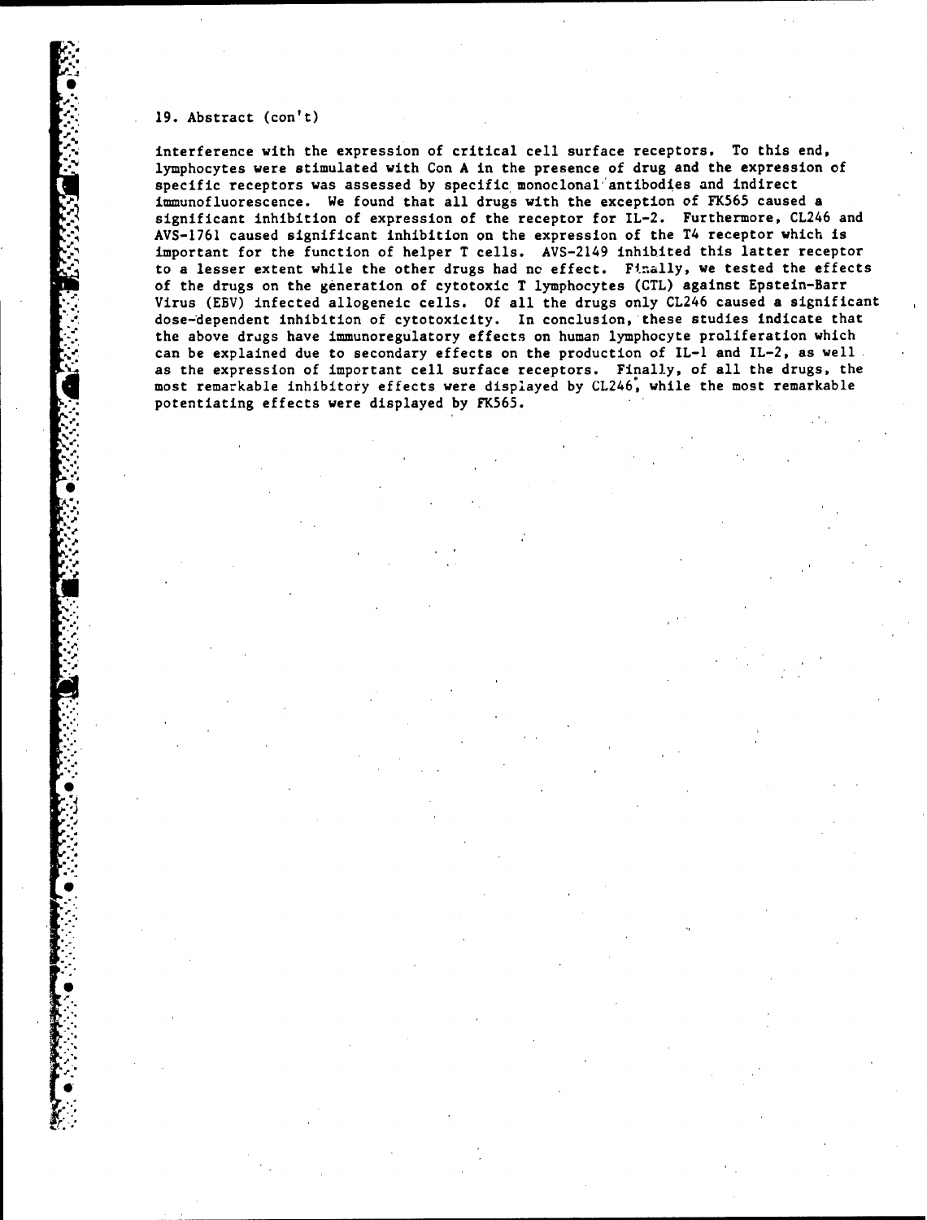19. Abstract (con't)

interference with the expression of critical cell surface receptors. To this end, lymphocytes were stimulated with Con A in the presence of drug and the expression of specific receptors was assessed by specific monoclonal antibodies and indirect immunofluorescence. We found that all drugs with the exception of FK565 caused a significant inhibition of expression of the receptor for IL-2. Furthermore, CL246 and AVS-1761 caused significant inhibition on the expression of the T4 receptor which is important for the function of helper T cells. AVS-2149 inhibited this latter receptor to a lesser extent while the other drugs had no effect. Finally, we tested the effects of the drugs on the generation of cytotoxic T lymphocytes (CTL) against Epstein-Barr Virus (EBV) infected allogeneic cells. Of all the drugs only CL246 caused a significant dose-dependent inhibition of cytotoxicity. In conclusion, these studies indicate that the above drugs have immunoregulatory effects on human lymphocyte proliferation which can be explained due to secondary effects on the production of IL-1 and IL-2, as well as the expression of important cell surface receptors. Finally, of all the drugs, the most remarkable inhibitory effects were displayed by CL246, while the most remarkable potentiating effects were displayed by FK565.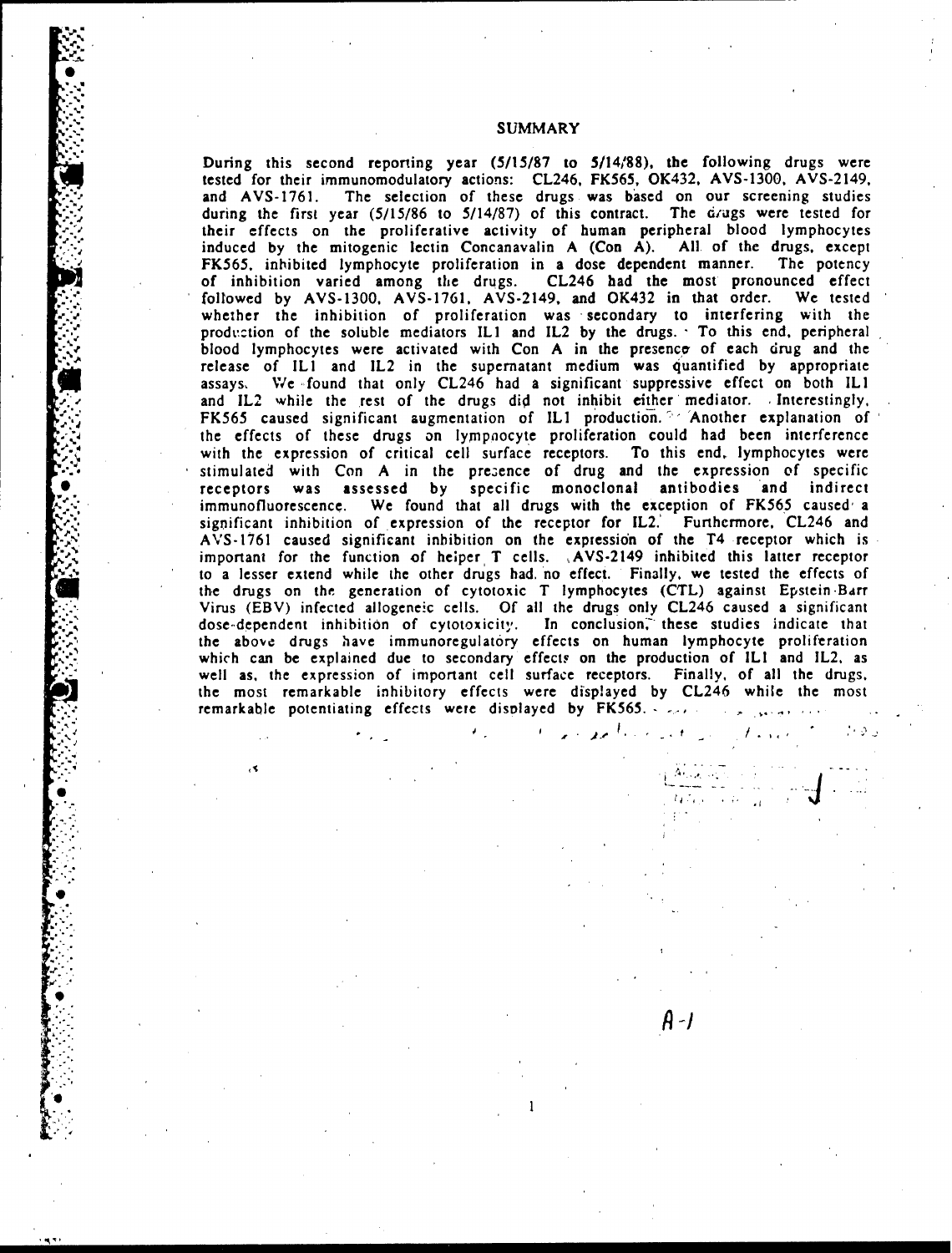## SUMMARY

During this second reporting year (5/15/87 to 5/14/88), the following drugs were tested for their immunomodulatory actions: CL246, FK565, OK432, AVS-1300, AVS-2149, and AVS-1761. The selection of these drugs was based on our screening studies during the first year (5/15/86 to 5/14/87) of this contract. The drugs were tested for their effects on the proliferative activity of human peripheral blood lymphocytes induced by the mitogenic lectin Concanavalin A (Con A). All of the drugs, except FK565, inhibited lymphocyte proliferation in a dose dependent manner. The potency of inhibition varied among the drugs. CL246 had the most pronounced effect followed by AVS-1300, AVS-1761, AVS-2149, and OK432 in that order. We tested whether the inhibition of proliferation was secondary to interfering with the production of the soluble mediators IL1 and IL2 by the drugs. To this end, peripheral blood lymphocytes were activated with Con A in the presence of each drug and the release of IL1 and IL2 in the supernatant medium was quantified by appropriate assays. We found that only CL246 had a significant suppressive effect on both IL1 and IL2 while the rest of the drugs did not inhibit either mediator. Interestingly, FK565 caused significant augmentation of IL1 production. Another explanation of the effects of these drugs on lymphocyte proliferation could had been interference with the expression of critical cell surface receptors. To this end, lymphocytes were stimulated with Con A in the presence of drug and the expression of specific receptors was assessed by specific monoclonal antibodies and indirect immunofluorescence. We found that all drugs with the exception of FK565 caused a significant inhibition of expression of the receptor for IL2. Furthermore, CL246 and AVS-1761 caused significant inhibition on the expression of the T4 receptor which is important for the function of helper T cells. AVS-2149 inhibited this latter receptor to a lesser extend while the other drugs had no effect. Finally, we tested the effects of the drugs on the generation of cytotoxic T lymphocytes (CTL) against Epstein-Barr Virus (EBV) infected allogeneic cells. Of all the drugs only CL246 caused a significant dose-dependent inhibition of cytotoxicity. In conclusion, these studies indicate that the above drugs have immunoregulatory effects on human lymphocyte proliferation which can be explained due to secondary effects on the production of IL1 and IL2, as well as, the expression of important cell surface receptors. Finally, of all the drugs, the most remarkable inhibitory effects were displayed by CL246 while the most remarkable potentiating effects were displayed by FK565.

A-1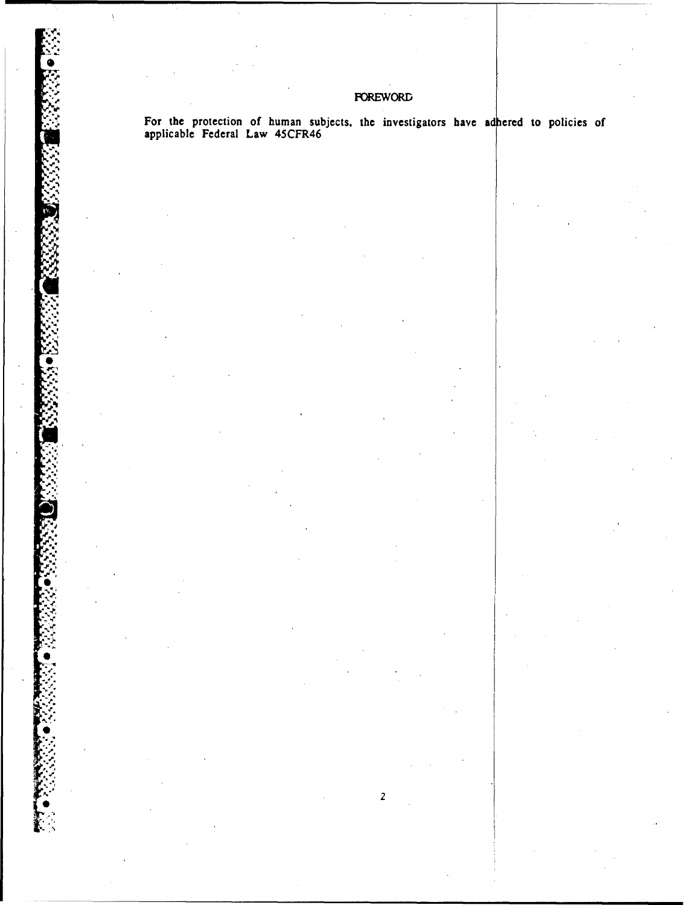# FOREWORD

For the protection of human subjects, the investigators have adhered to policies of applicable Federal Law 45CFR46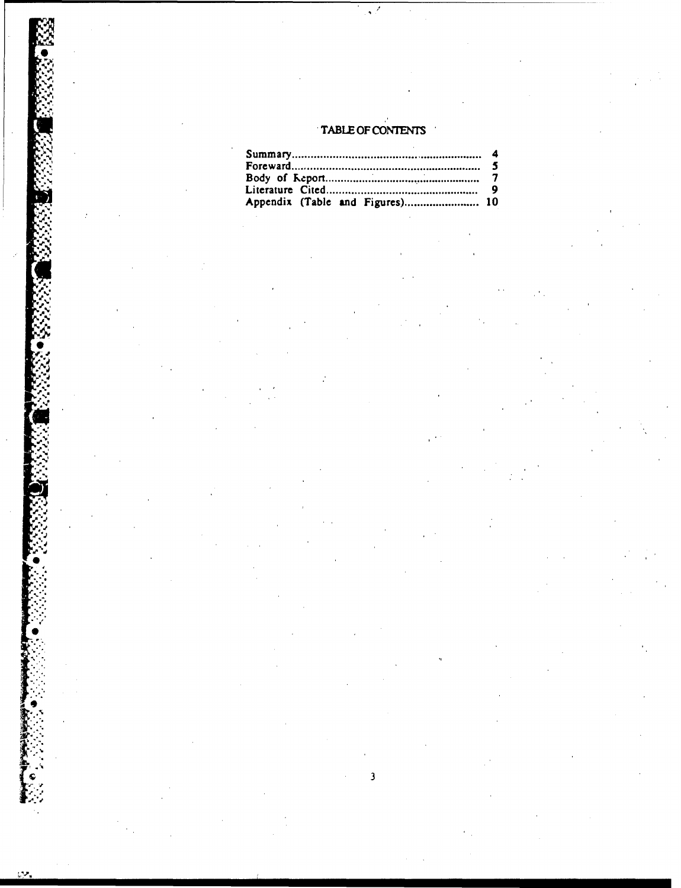# TABLE OF CONTENTS

Summary.......................................................... 4
Foreward.......................................................... 5
Body of Report................................................. 7
Literature Cited............................................... 9
Appendix (Table and Figures)........................ 10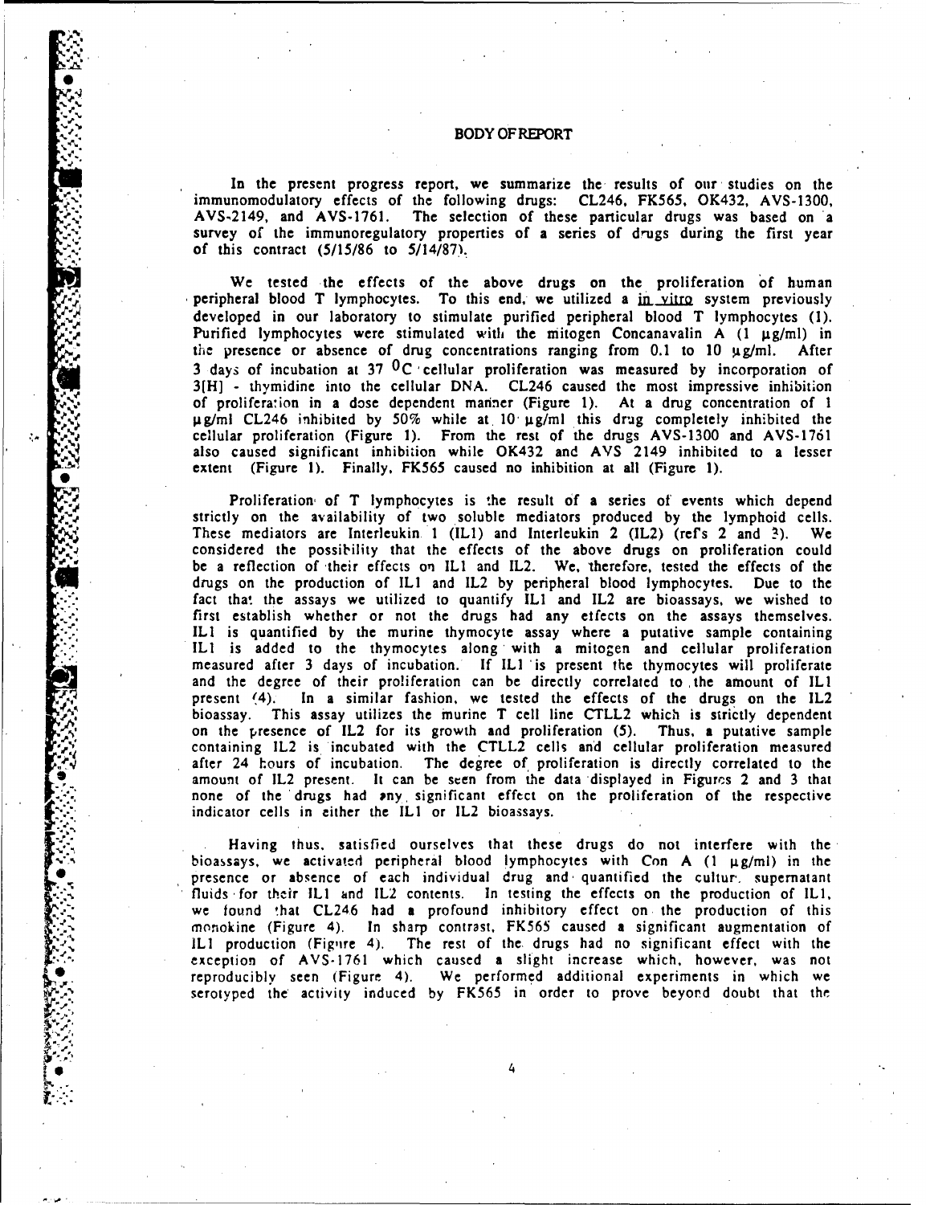# BODY OF REPORT

In the present progress report, we summarize the results of our studies on the immunomodulatory effects of the following drugs: CL246, FK565, OK432, AVS-1300, AVS-2149, and AVS-1761. The selection of these particular drugs was based on a survey of the immunoregulatory properties of a series of drugs during the first year of this contract (5/15/86 to 5/14/87).

We tested the effects of the above drugs on the proliferation of human peripheral blood T lymphocytes. To this end, we utilized a in vitro system previously developed in our laboratory to stimulate purified peripheral blood T lymphocytes (1). Purified lymphocytes were stimulated with the mitogen Concanavalin A (1 μg/ml) in the presence or absence of drug concentrations ranging from 0.1 to 10 μg/ml. After 3 days of incubation at 37 $^{0}$C cellular proliferation was measured by incorporation of 3[H] - thymidine into the cellular DNA. CL246 caused the most impressive inhibition of proliferation in a dose dependent manner (Figure 1). At a drug concentration of 1 μg/ml CL246 inhibited by 50% while at 10 μg/ml this drug completely inhibited the cellular proliferation (Figure 1). From the rest of the drugs AVS-1300 and AVS-1761 also caused significant inhibition while OK432 and AVS 2149 inhibited to a lesser extent (Figure 1). Finally, FK565 caused no inhibition at all (Figure 1).

Proliferation of T lymphocytes is the result of a series of events which depend strictly on the availability of two soluble mediators produced by the lymphoid cells. These mediators are Interleukin 1 (IL1) and Interleukin 2 (IL2) (refs 2 and 3). We considered the possibility that the effects of the above drugs on proliferation could be a reflection of their effects on IL1 and IL2. We, therefore, tested the effects of the drugs on the production of IL1 and IL2 by peripheral blood lymphocytes. Due to the fact that the assays we utilized to quantify IL1 and IL2 are bioassays, we wished to first establish whether or not the drugs had any effects on the assays themselves. IL1 is quantified by the murine thymocyte assay where a putative sample containing IL1 is added to the thymocytes along with a mitogen and cellular proliferation measured after 3 days of incubation. If IL1 is present the thymocytes will proliferate and the degree of their proliferation can be directly correlated to the amount of IL1 present (4). In a similar fashion, we tested the effects of the drugs on the IL2 bioassay. This assay utilizes the murine T cell line CTLL2 which is strictly dependent on the presence of IL2 for its growth and proliferation (5). Thus, a putative sample containing IL2 is incubated with the CTLL2 cells and cellular proliferation measured after 24 hours of incubation. The degree of proliferation is directly correlated to the amount of IL2 present. It can be seen from the data displayed in Figures 2 and 3 that none of the drugs had any significant effect on the proliferation of the respective indicator cells in either the IL1 or IL2 bioassays.

Having thus, satisfied ourselves that these drugs do not interfere with the bioassays, we activated peripheral blood lymphocytes with Con A (1 μg/ml) in the presence or absence of each individual drug and quantified the culture supernatant fluids for their IL1 and IL2 contents. In testing the effects on the production of IL1, we found that CL246 had a profound inhibitory effect on the production of this monokine (Figure 4). In sharp contrast, FK565 caused a significant augmentation of IL1 production (Figure 4). The rest of the drugs had no significant effect with the exception of AVS-1761 which caused a slight increase which, however, was not reproducibly seen (Figure 4). We performed additional experiments in which we serotyped the activity induced by FK565 in order to prove beyond doubt that the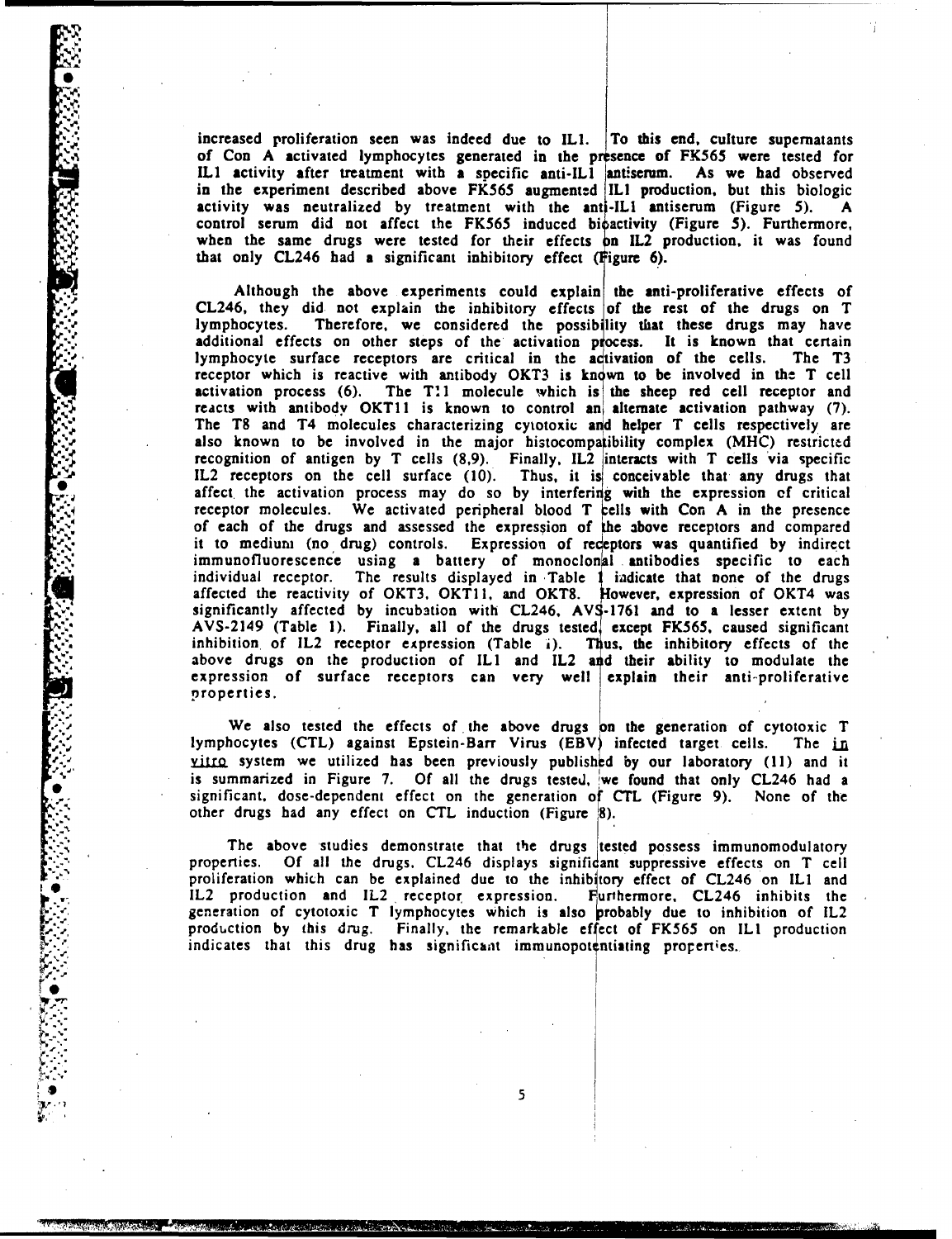increased proliferation seen was indeed due to IL1. To this end, culture supernatants of Con A activated lymphocytes generated in the presence of FK565 were tested for IL1 activity after treatment with a specific anti-IL1 antiserum. As we had observed in the experiment described above FK565 augmented IL1 production, but this biologic activity was neutralized by treatment with the anti-IL1 antiserum (Figure 5). A control serum did not affect the FK565 induced bioactivity (Figure 5). Furthermore, when the same drugs were tested for their effects on IL2 production, it was found that only CL246 had a significant inhibitory effect (Figure 6).

Although the above experiments could explain the anti-proliferative effects of CL246, they did not explain the inhibitory effects of the rest of the drugs on T lymphocytes. Therefore, we considered the possibility that these drugs may have additional effects on other steps of the activation process. It is known that certain lymphocyte surface receptors are critical in the activation of the cells. The T3 receptor which is reactive with antibody OKT3 is known to be involved in the T cell activation process (6). The T11 molecule which is the sheep red cell receptor and reacts with antibody OKT11 is known to control an alternate activation pathway (7). The T8 and T4 molecules characterizing cytotoxic and helper T cells respectively are also known to be involved in the major histocompatibility complex (MHC) restricted recognition of antigen by T cells (8,9). Finally, IL2 interacts with T cells via specific IL2 receptors on the cell surface (10). Thus, it is conceivable that any drugs that affect the activation process may do so by interfering with the expression of critical receptor molecules. We activated peripheral blood T cells with Con A in the presence of each of the drugs and assessed the expression of the above receptors and compared it to medium (no drug) controls. Expression of receptors was quantified by indirect immunofluorescence using a battery of monoclonal antibodies specific to each individual receptor. The results displayed in Table 1 indicate that none of the drugs affected the reactivity of OKT3, OKT11, and OKT8. However, expression of OKT4 was significantly affected by incubation with CL246, AVS-1761 and to a lesser extent by AVS-2149 (Table 1). Finally, all of the drugs tested, except FK565, caused significant inhibition of IL2 receptor expression (Table 1). Thus, the inhibitory effects of the above drugs on the production of IL1 and IL2 and their ability to modulate the expression of surface receptors can very well explain their anti-proliferative properties.

We also tested the effects of the above drugs on the generation of cytotoxic T lymphocytes (CTL) against Epstein-Barr Virus (EBV) infected target cells. The *in vitro* system we utilized has been previously published by our laboratory (11) and it is summarized in Figure 7. Of all the drugs tested, we found that only CL246 had a significant, dose-dependent effect on the generation of CTL (Figure 9). None of the other drugs had any effect on CTL induction (Figure 8).

The above studies demonstrate that the drugs tested possess immunomodulatory properties. Of all the drugs, CL246 displays significant suppressive effects on T cell proliferation which can be explained due to the inhibitory effect of CL246 on IL1 and IL2 production and IL2 receptor expression. Furthermore, CL246 inhibits the generation of cytotoxic T lymphocytes which is also probably due to inhibition of IL2 production by this drug. Finally, the remarkable effect of FK565 on IL1 production indicates that this drug has significant immunopotentiating properties.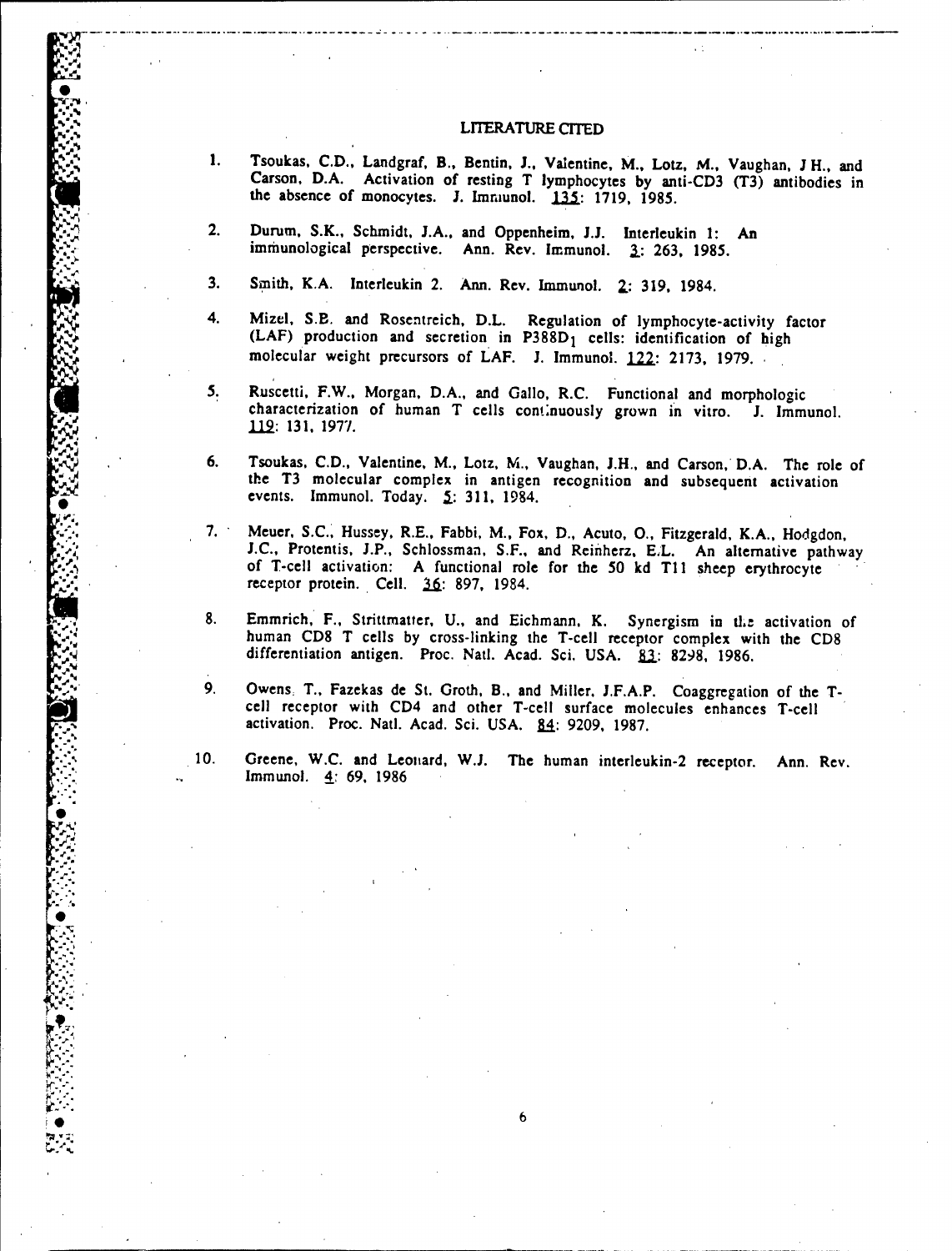## LITERATURE CITED

1. Tsoukas, C.D., Landgraf, B., Bentin, J., Valentine, M., Lotz, M., Vaughan, J.H., and Carson, D.A. Activation of resting T lymphocytes by anti-CD3 (T3) antibodies in the absence of monocytes. J. Immunol. 135: 1719, 1985.

2. Durum, S.K., Schmidt, J.A., and Oppenheim, J.J. Interleukin 1: An immunological perspective. Ann. Rev. Immunol. 3: 263, 1985.

3. Smith, K.A. Interleukin 2. Ann. Rev. Immunol. 2: 319, 1984.

4. Mizel, S.B. and Rosentreich, D.L. Regulation of lymphocyte-activity factor (LAF) production and secretion in $P388D_1$ cells: identification of high molecular weight precursors of LAF. J. Immunol. 122: 2173, 1979.

5. Ruscetti, F.W., Morgan, D.A., and Gallo, R.C. Functional and morphologic characterization of human T cells continuously grown in vitro. J. Immunol. 119: 131, 1977.

6. Tsoukas, C.D., Valentine, M., Lotz, M., Vaughan, J.H., and Carson, D.A. The role of the T3 molecular complex in antigen recognition and subsequent activation events. Immunol. Today. 5: 311, 1984.

7. Meuer, S.C., Hussey, R.E., Fabbi, M., Fox, D., Acuto, O., Fitzgerald, K.A., Hodgdon, J.C., Protentis, J.P., Schlossman, S.F., and Reinherz, E.L. An alternative pathway of T-cell activation: A functional role for the 50 kd T11 sheep erythrocyte receptor protein. Cell. 36: 897, 1984.

8. Emmrich, F., Strittmatter, U., and Eichmann, K. Synergism in the activation of human CD8 T cells by cross-linking the T-cell receptor complex with the CD8 differentiation antigen. Proc. Natl. Acad. Sci. USA. 83: 8298, 1986.

9. Owens, T., Fazekas de St. Groth, B., and Miller, J.F.A.P. Coaggregation of the T-cell receptor with CD4 and other T-cell surface molecules enhances T-cell activation. Proc. Natl. Acad. Sci. USA. 84: 9209, 1987.

10. Greene, W.C. and Leonard, W.J. The human interleukin-2 receptor. Ann. Rev. Immunol. 4: 69, 1986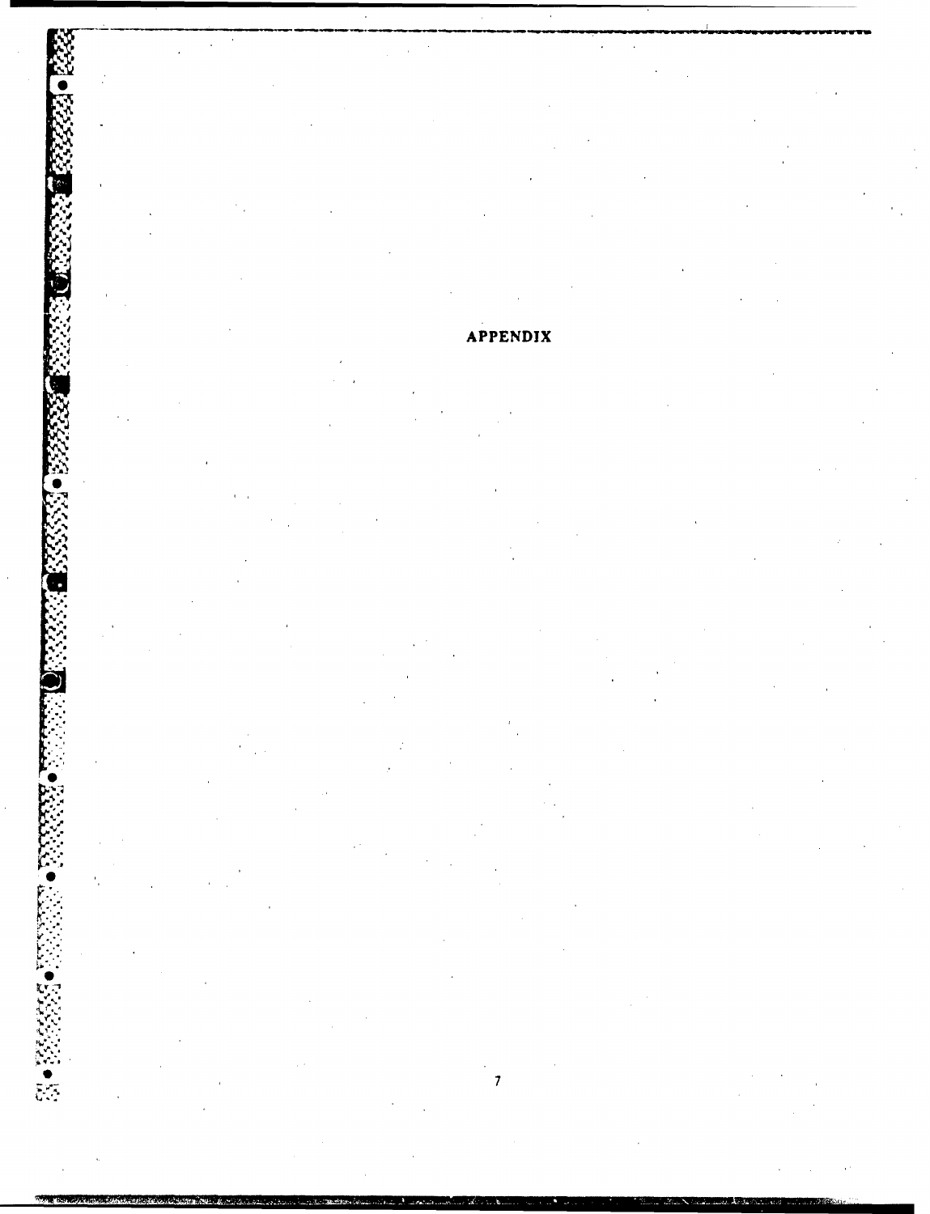# APPENDIX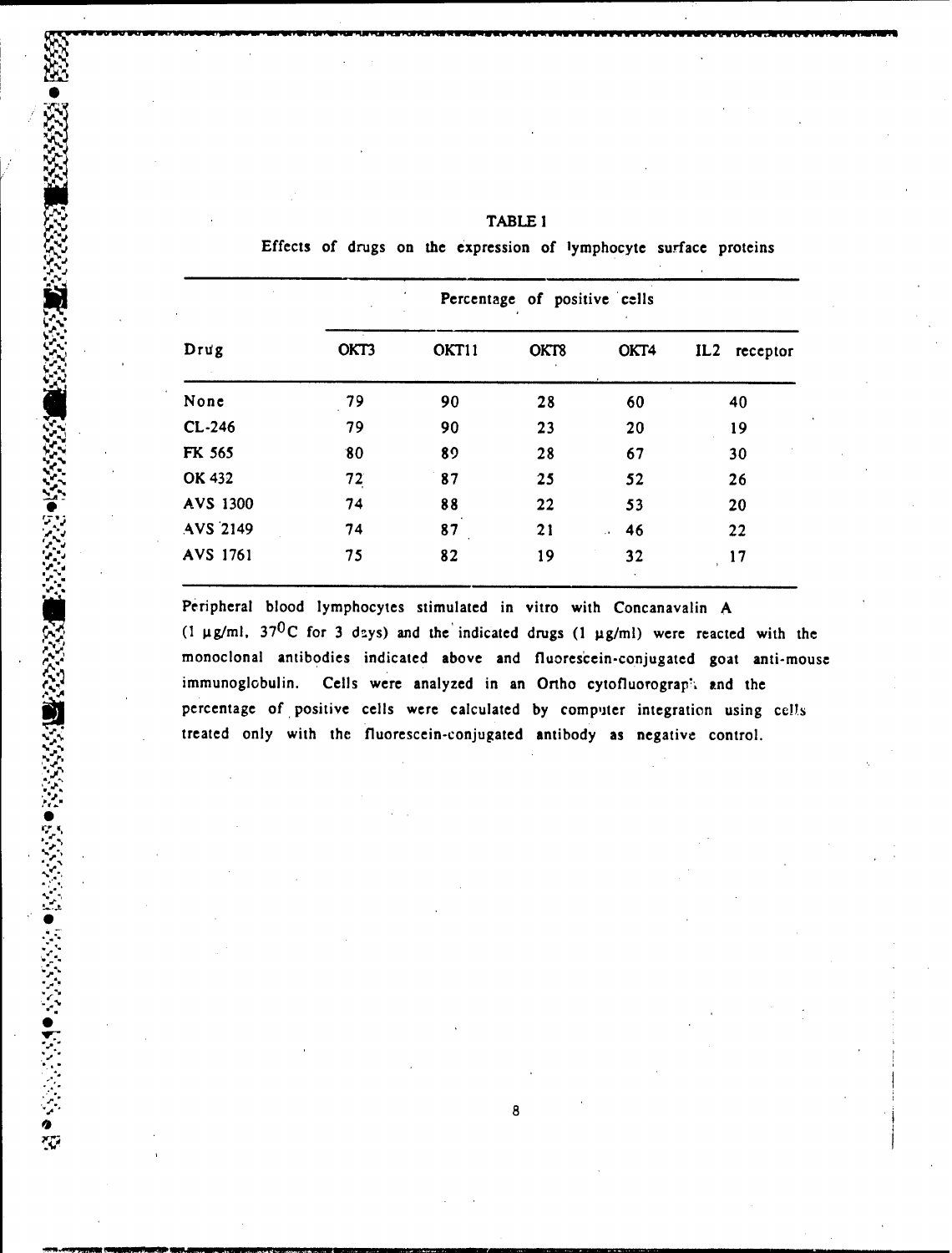# TABLE 1

Effects of drugs on the expression of lymphocyte surface proteins

| Drug | Percentage of positive cells | | | | |
|---|---|---|---|---|---|
| | OKT3 | OKT11 | OKT8 | OKT4 | IL2 receptor |
| None | 79 | 90 | 28 | 60 | 40 |
| CL-246 | 79 | 90 | 23 | 20 | 19 |
| FK 565 | 80 | 89 | 28 | 67 | 30 |
| OK 432 | 72 | 87 | 25 | 52 | 26 |
| AVS 1300 | 74 | 88 | 22 | 53 | 20 |
| AVS 2149 | 74 | 87 | 21 | 46 | 22 |
| AVS 1761 | 75 | 82 | 19 | 32 | 17 |

Peripheral blood lymphocytes stimulated in vitro with Concanavalin A (1 µg/ml, $37^0$C for 3 days) and the indicated drugs (1 µg/ml) were reacted with the monoclonal antibodies indicated above and fluorescein-conjugated goat anti-mouse immunoglobulin. Cells were analyzed in an Ortho cytofluorograph and the percentage of positive cells were calculated by computer integration using cells treated only with the fluorescein-conjugated antibody as negative control.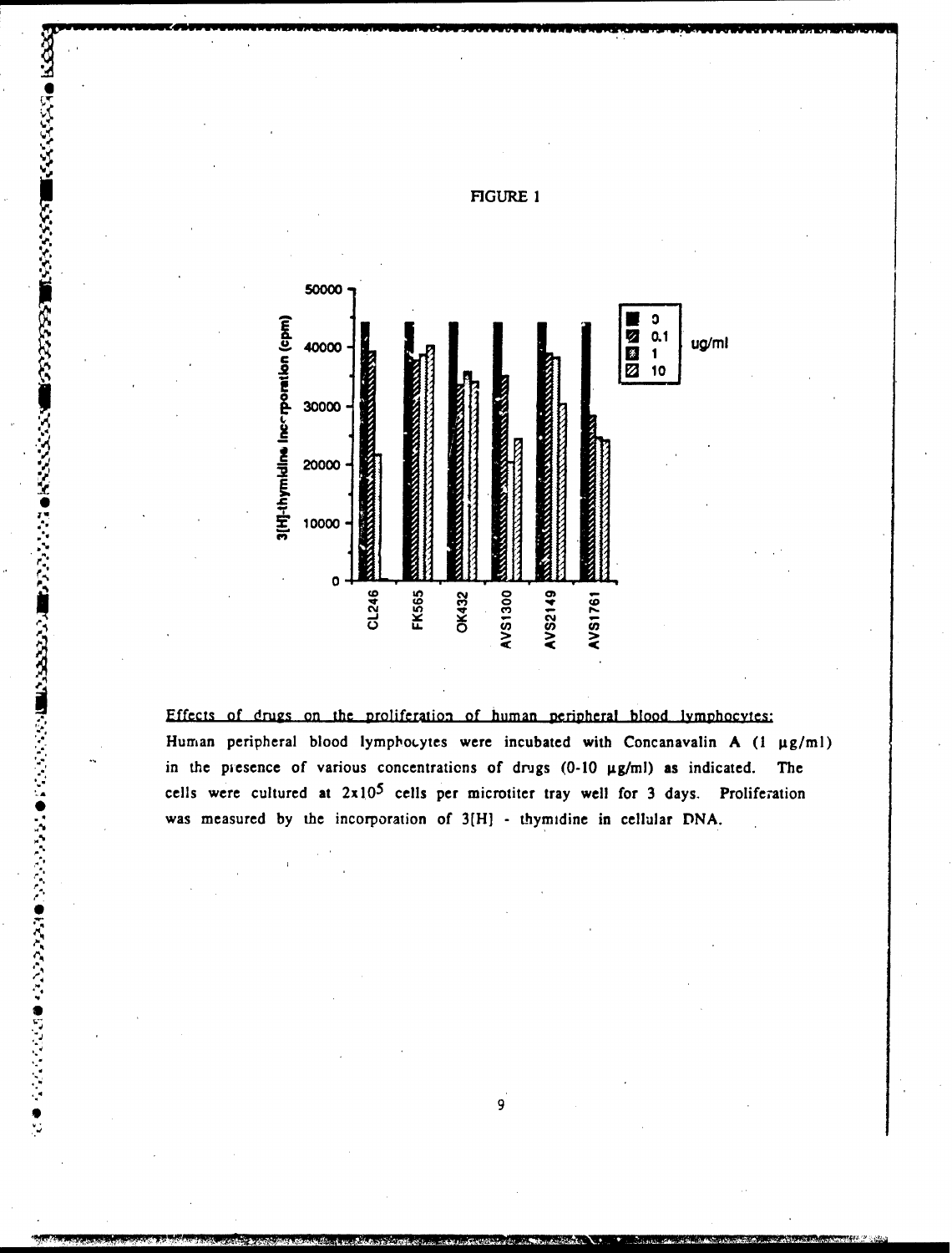FIGURE 1

Effects of drugs on the proliferation of human peripheral blood lymphocytes: Human peripheral blood lymphocytes were incubated with Concanavalin A (1 μg/ml) in the presence of various concentrations of drugs (0-10 μg/ml) as indicated. The cells were cultured at $2 \times 10^5$ cells per microtiter tray well for 3 days. Proliferation was measured by the incorporation of 3[H] - thymidine in cellular DNA.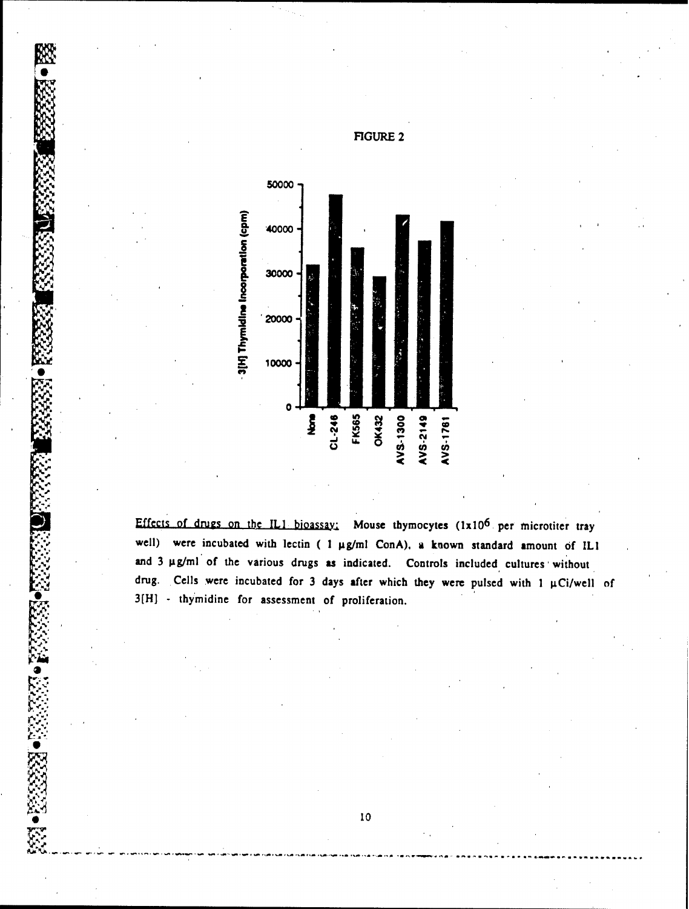FIGURE 2

*Effects of drugs on the IL1 bioassay:* Mouse thymocytes ($1 \times 10^6$ per microtiter tray well) were incubated with lectin ( 1 µg/ml ConA), a known standard amount of IL1 and 3 µg/ml of the various drugs as indicated. Controls included cultures without drug. Cells were incubated for 3 days after which they were pulsed with 1 µCi/well of 3[H] - thymidine for assessment of proliferation.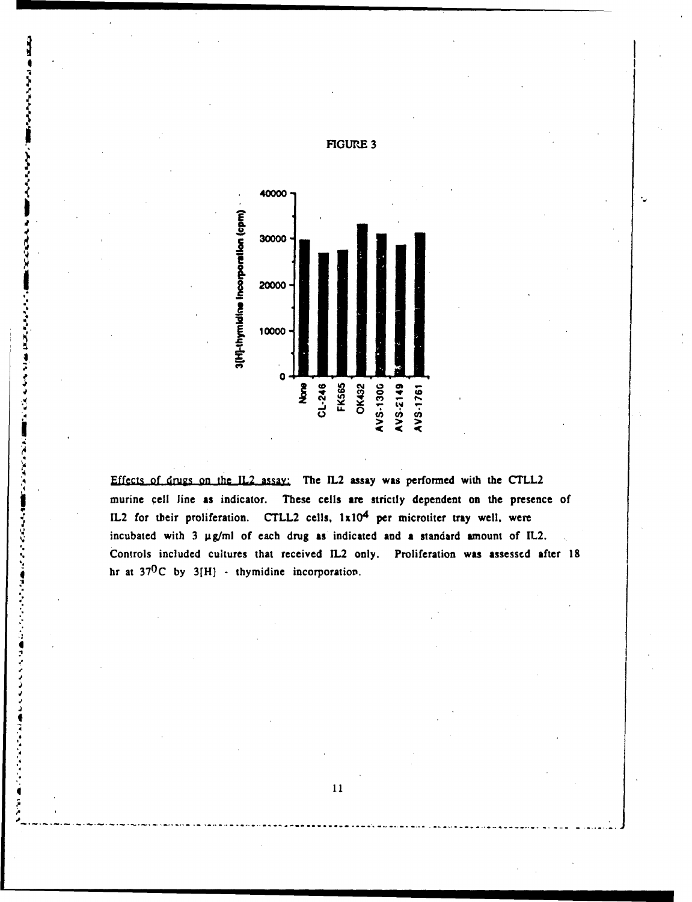FIGURE 3

Effects of drugs on the IL2 assay: The IL2 assay was performed with the CTLL2 murine cell line as indicator. These cells are strictly dependent on the presence of IL2 for their proliferation. CTLL2 cells, $1 \times 10^4$ per microtiter tray well, were incubated with 3 µg/ml of each drug as indicated and a standard amount of IL2. Controls included cultures that received IL2 only. Proliferation was assessed after 18 hr at $37^0$C by 3[H] - thymidine incorporation.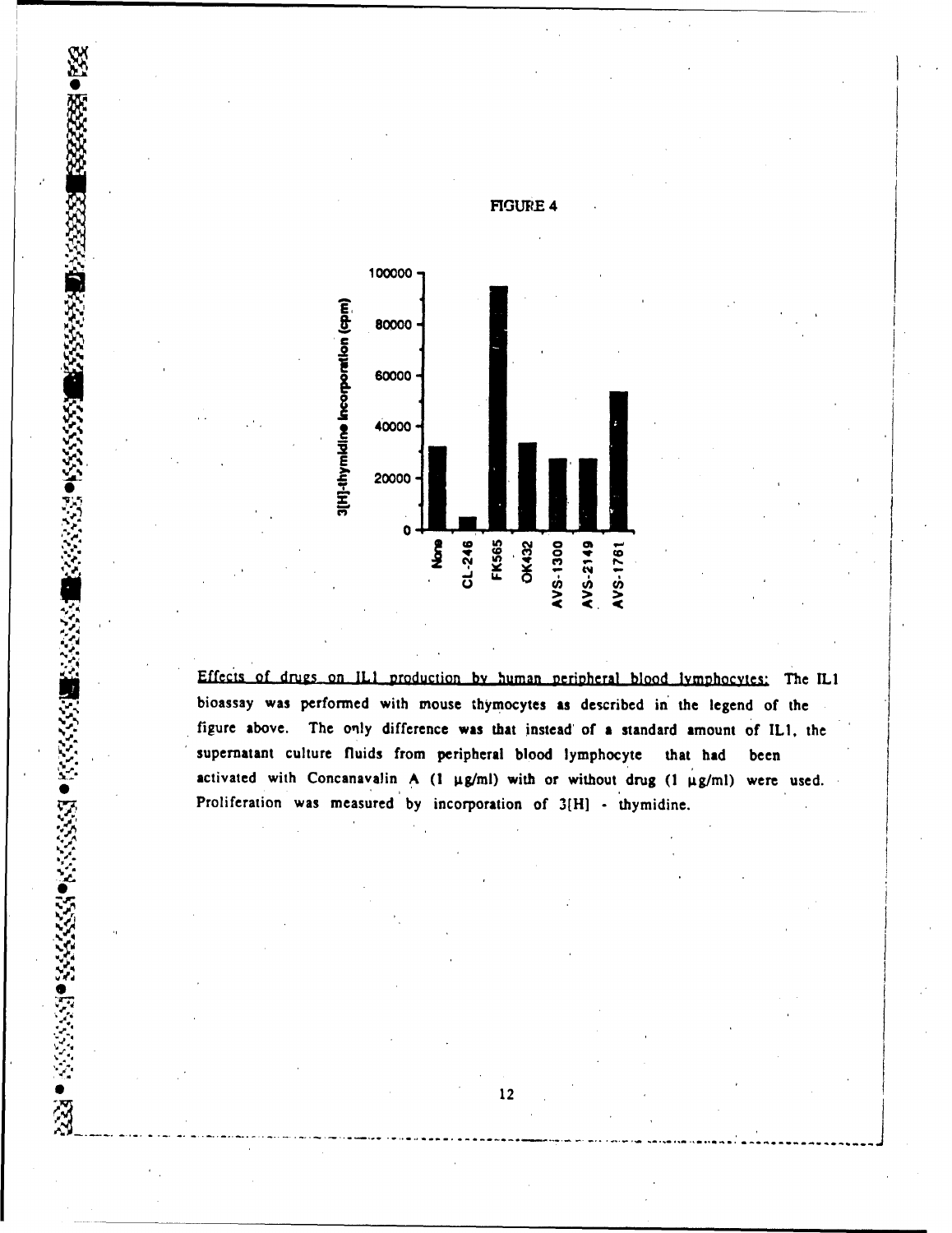FIGURE 4

Effects of drugs on IL1 production by human peripheral blood lymphocytes: The IL1 bioassay was performed with mouse thymocytes as described in the legend of the figure above. The only difference was that instead of a standard amount of IL1, the supernatant culture fluids from peripheral blood lymphocyte that had been activated with Concanavalin A (1 μg/ml) with or without drug (1 μg/ml) were used. Proliferation was measured by incorporation of 3[H] - thymidine.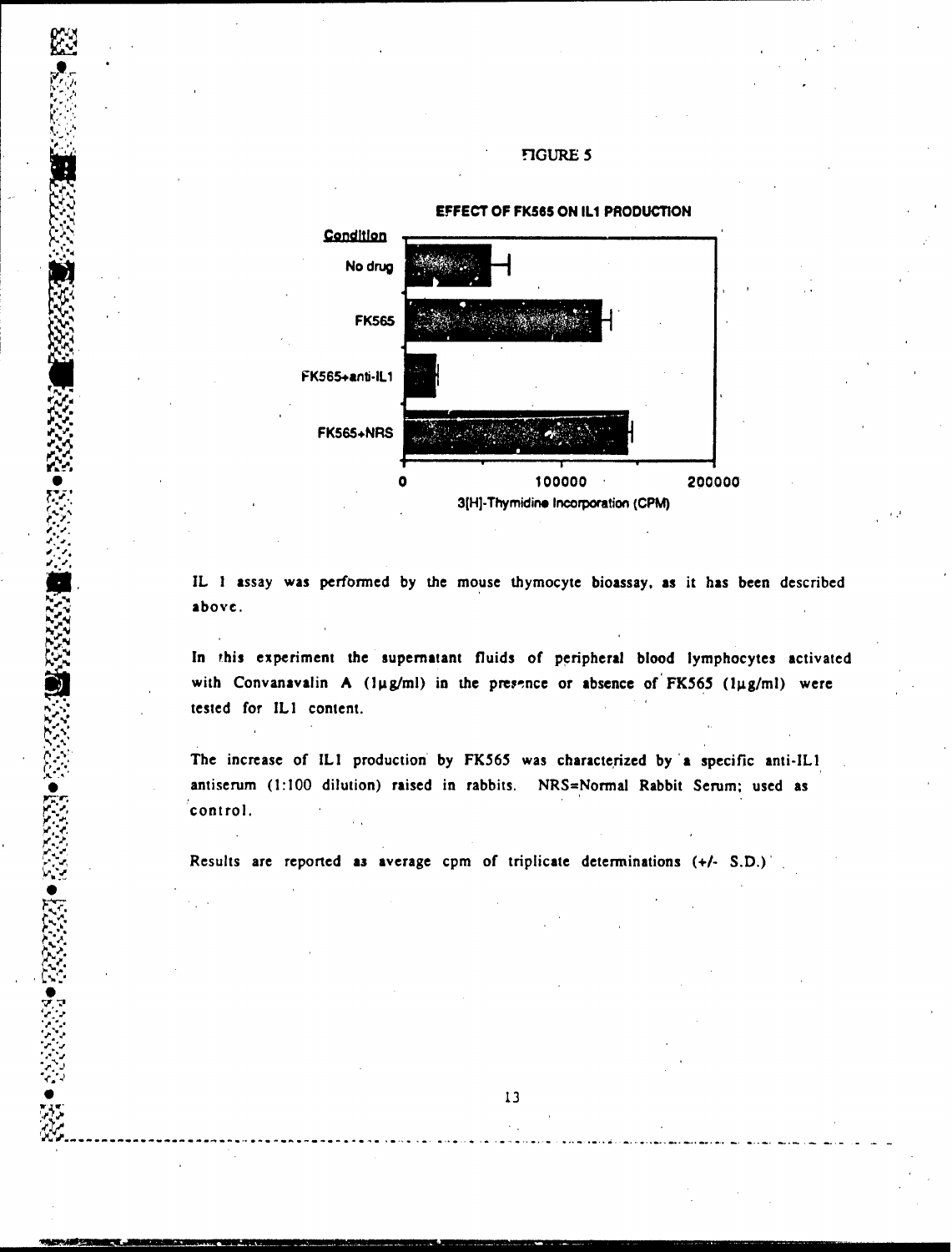FIGURE 5

**EFFECT OF FK565 ON IL1 PRODUCTION**

Condition: No drug; FK565; FK565+anti-IL1; FK565+NRS

3[H]-Thymidine Incorporation (CPM): 0, 100000, 200000

IL 1 assay was performed by the mouse thymocyte bioassay, as it has been described above.

In this experiment the supernatant fluids of peripheral blood lymphocytes activated with Convanavalin A (1µg/ml) in the presence or absence of FK565 (1µg/ml) were tested for IL1 content.

The increase of IL1 production by FK565 was characterized by a specific anti-IL1 antiserum (1:100 dilution) raised in rabbits. NRS=Normal Rabbit Serum; used as control.

Results are reported as average cpm of triplicate determinations (+/- S.D.)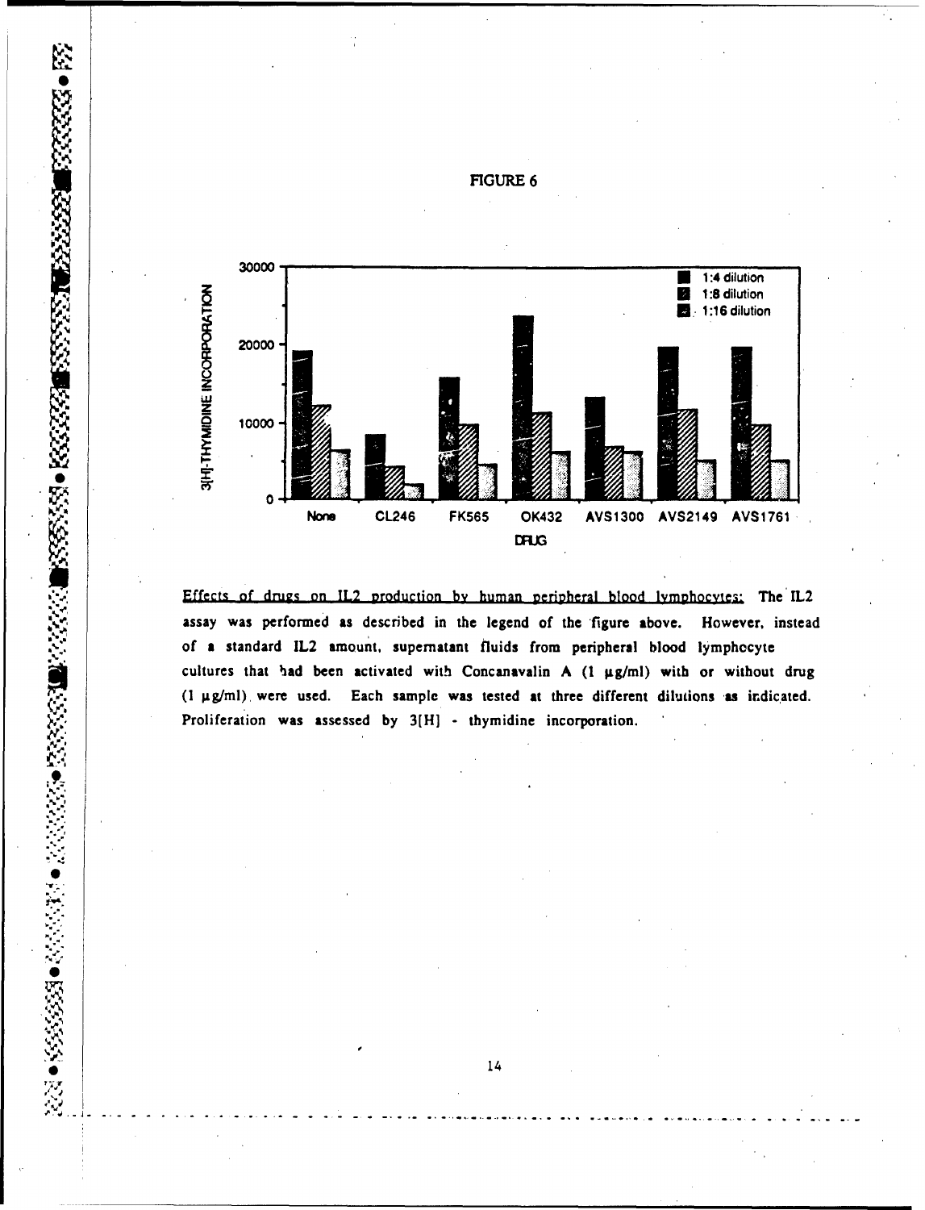FIGURE 6

Effects of drugs on IL2 production by human peripheral blood lymphocytes: The IL2 assay was performed as described in the legend of the figure above. However, instead of a standard IL2 amount, supernatant fluids from peripheral blood lymphocyte cultures that had been activated with Concanavalin A (1 μg/ml) with or without drug (1 μg/ml) were used. Each sample was tested at three different dilutions as indicated. Proliferation was assessed by 3[H] - thymidine incorporation.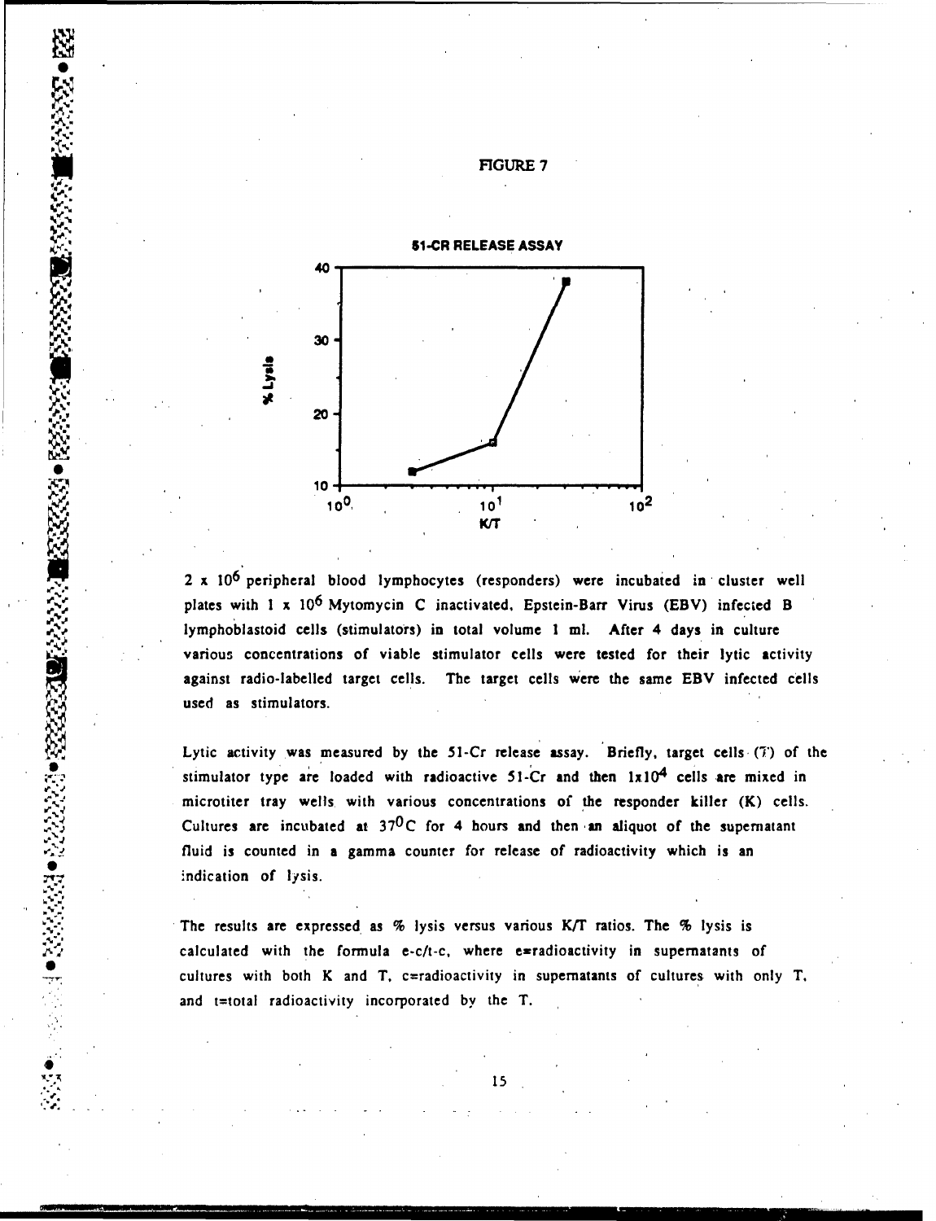FIGURE 7

**51-CR RELEASE ASSAY**

$2 \times 10^6$ peripheral blood lymphocytes (responders) were incubated in cluster well plates with $1 \times 10^6$ Mytomycin C inactivated, Epstein-Barr Virus (EBV) infected B lymphoblastoid cells (stimulators) in total volume 1 ml. After 4 days in culture various concentrations of viable stimulator cells were tested for their lytic activity against radio-labelled target cells. The target cells were the same EBV infected cells used as stimulators.

Lytic activity was measured by the 51-Cr release assay. Briefly, target cells (T) of the stimulator type are loaded with radioactive 51-Cr and then $1 \times 10^4$ cells are mixed in microtiter tray wells with various concentrations of the responder killer (K) cells. Cultures are incubated at $37^0$C for 4 hours and then an aliquot of the supernatant fluid is counted in a gamma counter for release of radioactivity which is an indication of lysis.

The results are expressed as % lysis versus various K/T ratios. The % lysis is calculated with the formula e-c/t-c, where e=radioactivity in supernatants of cultures with both K and T, c=radioactivity in supernatants of cultures with only T, and t=total radioactivity incorporated by the T.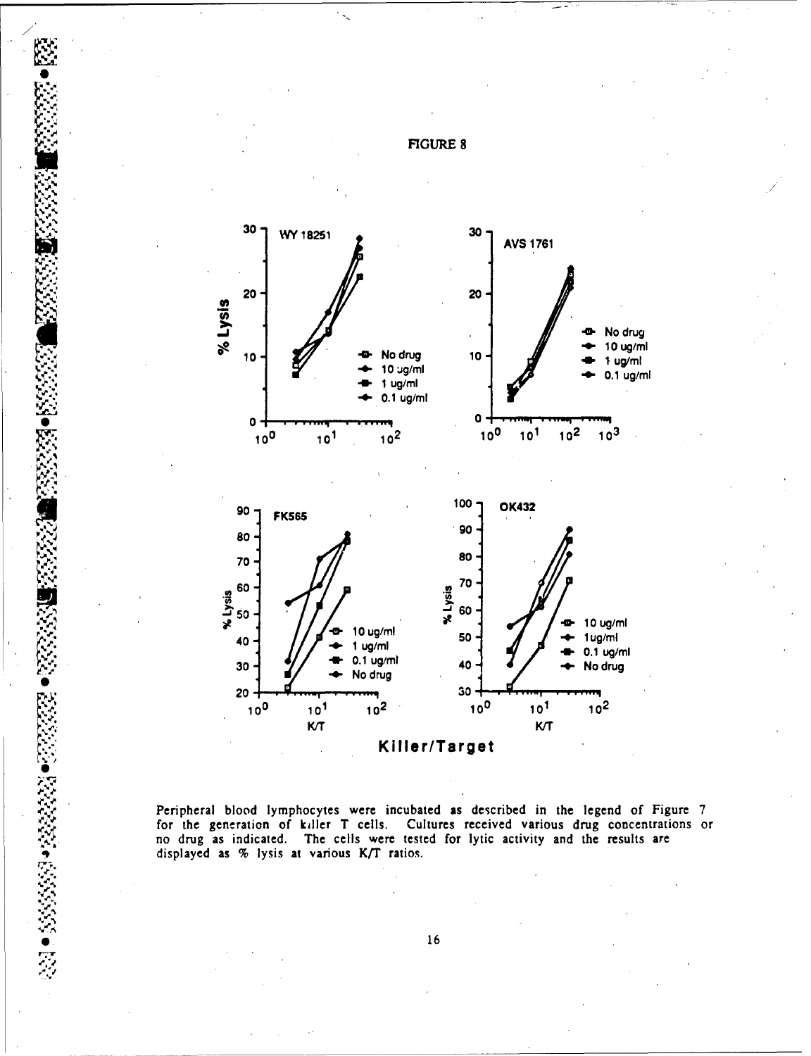# FIGURE 8

Peripheral blood lymphocytes were incubated as described in the legend of Figure 7 for the generation of killer T cells. Cultures received various drug concentrations or no drug as indicated. The cells were tested for lytic activity and the results are displayed as % lysis at various K/T ratios.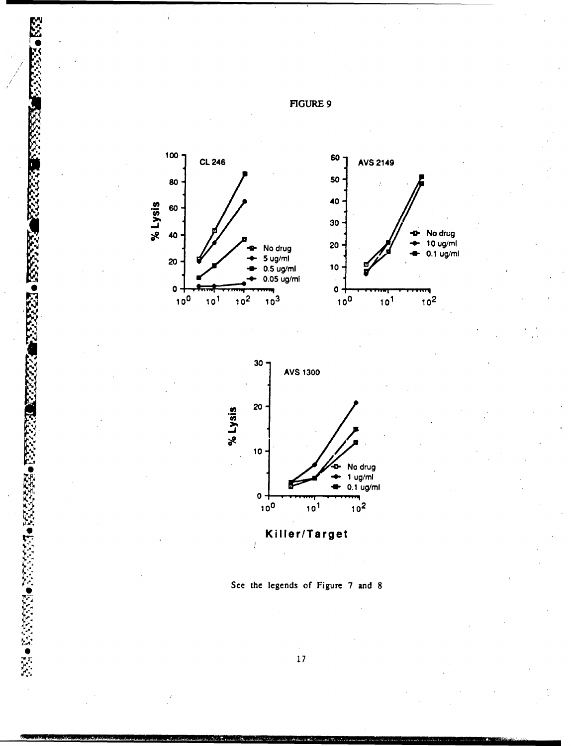FIGURE 9

CL 246

% Lysis

100
80
60
40
20
0

No drug
5 ug/ml
0.5 ug/ml
0.05 ug/ml

$10^0$ $10^1$ $10^2$ $10^3$

AVS 2149

60
50
40
30
20
10
0

No drug
10 ug/ml
0.1 ug/ml

$10^0$ $10^1$ $10^2$

AVS 1300

% Lysis

30
20
10
0

No drug
1 ug/ml
0.1 ug/ml

$10^0$ $10^1$ $10^2$

Killer/Target

See the legends of Figure 7 and 8